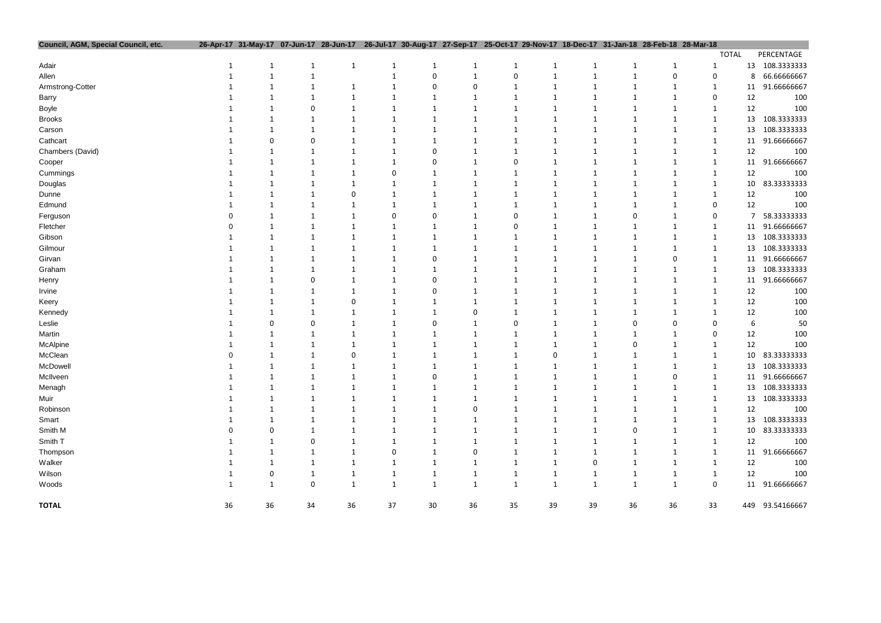| Council, AGM, Special Council, etc. | 26-Apr-17 | 31-May-17 | 07-Jun-17 | 28-Jun-17 | 26-Jul-17 | 30-Aug-17 | 27-Sep-17 | 25-Oct-17 | 29-Nov-17 | 18-Dec-17 | 31-Jan-18 | 28-Feb-18 | 28-Mar-18 | TOTAL | PERCENTAGE |
|---|---|---|---|---|---|---|---|---|---|---|---|---|---|---|---|
| Adair | 1 | 1 | 1 | 1 | 1 | 1 | 1 | 1 | 1 | 1 | 1 | 1 | 1 | 13 | 108.3333333 |
| Allen | 1 | 1 | 1 | | 1 | 0 | 1 | 0 | 1 | 1 | 1 | 0 | 0 | 8 | 66.66666667 |
| Armstrong-Cotter | 1 | 1 | 1 | 1 | 1 | 0 | 0 | 1 | 1 | 1 | 1 | 1 | 1 | 11 | 91.66666667 |
| Barry | 1 | 1 | 1 | 1 | 1 | 1 | 1 | 1 | 1 | 1 | 1 | 1 | 0 | 12 | 100 |
| Boyle | 1 | 1 | 0 | 1 | 1 | 1 | 1 | 1 | 1 | 1 | 1 | 1 | 1 | 12 | 100 |
| Brooks | 1 | 1 | 1 | 1 | 1 | 1 | 1 | 1 | 1 | 1 | 1 | 1 | 1 | 13 | 108.3333333 |
| Carson | 1 | 1 | 1 | 1 | 1 | 1 | 1 | 1 | 1 | 1 | 1 | 1 | 1 | 13 | 108.3333333 |
| Cathcart | 1 | 0 | 0 | 1 | 1 | 1 | 1 | 1 | 1 | 1 | 1 | 1 | 1 | 11 | 91.66666667 |
| Chambers (David) | 1 | 1 | 1 | 1 | 1 | 0 | 1 | 1 | 1 | 1 | 1 | 1 | 1 | 12 | 100 |
| Cooper | 1 | 1 | 1 | 1 | 1 | 0 | 1 | 0 | 1 | 1 | 1 | 1 | 1 | 11 | 91.66666667 |
| Cummings | 1 | 1 | 1 | 1 | 0 | 1 | 1 | 1 | 1 | 1 | 1 | 1 | 1 | 12 | 100 |
| Douglas | 1 | 1 | 1 | 1 | 1 | 1 | 1 | 1 | 1 | 1 | 1 | 1 | 1 | 10 | 83.33333333 |
| Dunne | 1 | 1 | 1 | 0 | 1 | 1 | 1 | 1 | 1 | 1 | 1 | 1 | 1 | 12 | 100 |
| Edmund | 1 | 1 | 1 | 1 | 1 | 1 | 1 | 1 | 1 | 1 | 1 | 1 | 0 | 12 | 100 |
| Ferguson | 0 | 1 | 1 | 1 | 0 | 0 | 1 | 0 | 1 | 1 | 0 | 1 | 0 | 7 | 58.33333333 |
| Fletcher | 0 | 1 | 1 | 1 | 1 | 1 | 1 | 0 | 1 | 1 | 1 | 1 | 1 | 11 | 91.66666667 |
| Gibson | 1 | 1 | 1 | 1 | 1 | 1 | 1 | 1 | 1 | 1 | 1 | 1 | 1 | 13 | 108.3333333 |
| Gilmour | 1 | 1 | 1 | 1 | 1 | 1 | 1 | 1 | 1 | 1 | 1 | 1 | 1 | 13 | 108.3333333 |
| Girvan | 1 | 1 | 1 | 1 | 1 | 0 | 1 | 1 | 1 | 1 | 1 | 0 | 1 | 11 | 91.66666667 |
| Graham | 1 | 1 | 1 | 1 | 1 | 1 | 1 | 1 | 1 | 1 | 1 | 1 | 1 | 13 | 108.3333333 |
| Henry | 1 | 1 | 0 | 1 | 1 | 0 | 1 | 1 | 1 | 1 | 1 | 1 | 1 | 11 | 91.66666667 |
| Irvine | 1 | 1 | 1 | 1 | 1 | 0 | 1 | 1 | 1 | 1 | 1 | 1 | 1 | 12 | 100 |
| Keery | 1 | 1 | 1 | 0 | 1 | 1 | 1 | 1 | 1 | 1 | 1 | 1 | 1 | 12 | 100 |
| Kennedy | 1 | 1 | 1 | 1 | 1 | 1 | 0 | 1 | 1 | 1 | 1 | 1 | 1 | 12 | 100 |
| Leslie | 1 | 0 | 0 | 1 | 1 | 0 | 1 | 0 | 1 | 1 | 0 | 0 | 0 | 6 | 50 |
| Martin | 1 | 1 | 1 | 1 | 1 | 1 | 1 | 1 | 1 | 1 | 1 | 1 | 0 | 12 | 100 |
| McAlpine | 1 | 1 | 1 | 1 | 1 | 1 | 1 | 1 | 1 | 1 | 0 | 1 | 1 | 12 | 100 |
| McClean | 0 | 1 | 1 | 0 | 1 | 1 | 1 | 1 | 0 | 1 | 1 | 1 | 1 | 10 | 83.33333333 |
| McDowell | 1 | 1 | 1 | 1 | 1 | 1 | 1 | 1 | 1 | 1 | 1 | 1 | 1 | 13 | 108.3333333 |
| McIlveen | 1 | 1 | 1 | 1 | 1 | 0 | 1 | 1 | 1 | 1 | 1 | 0 | 1 | 11 | 91.66666667 |
| Menagh | 1 | 1 | 1 | 1 | 1 | 1 | 1 | 1 | 1 | 1 | 1 | 1 | 1 | 13 | 108.3333333 |
| Muir | 1 | 1 | 1 | 1 | 1 | 1 | 1 | 1 | 1 | 1 | 1 | 1 | 1 | 13 | 108.3333333 |
| Robinson | 1 | 1 | 1 | 1 | 1 | 1 | 0 | 1 | 1 | 1 | 1 | 1 | 1 | 12 | 100 |
| Smart | 1 | 1 | 1 | 1 | 1 | 1 | 1 | 1 | 1 | 1 | 1 | 1 | 1 | 13 | 108.3333333 |
| Smith M | 0 | 0 | 1 | 1 | 1 | 1 | 1 | 1 | 1 | 1 | 0 | 1 | 1 | 10 | 83.33333333 |
| Smith T | 1 | 1 | 0 | 1 | 1 | 1 | 1 | 1 | 1 | 1 | 1 | 1 | 1 | 12 | 100 |
| Thompson | 1 | 1 | 1 | 1 | 0 | 1 | 0 | 1 | 1 | 1 | 1 | 1 | 1 | 11 | 91.66666667 |
| Walker | 1 | 1 | 1 | 1 | 1 | 1 | 1 | 1 | 1 | 0 | 1 | 1 | 1 | 12 | 100 |
| Wilson | 1 | 0 | 1 | 1 | 1 | 1 | 1 | 1 | 1 | 1 | 1 | 1 | 1 | 12 | 100 |
| Woods | 1 | 1 | 0 | 1 | 1 | 1 | 1 | 1 | 1 | 1 | 1 | 1 | 0 | 11 | 91.66666667 |
| **TOTAL** | 36 | 36 | 34 | 36 | 37 | 30 | 36 | 35 | 39 | 39 | 36 | 36 | 33 | 449 | 93.54166667 |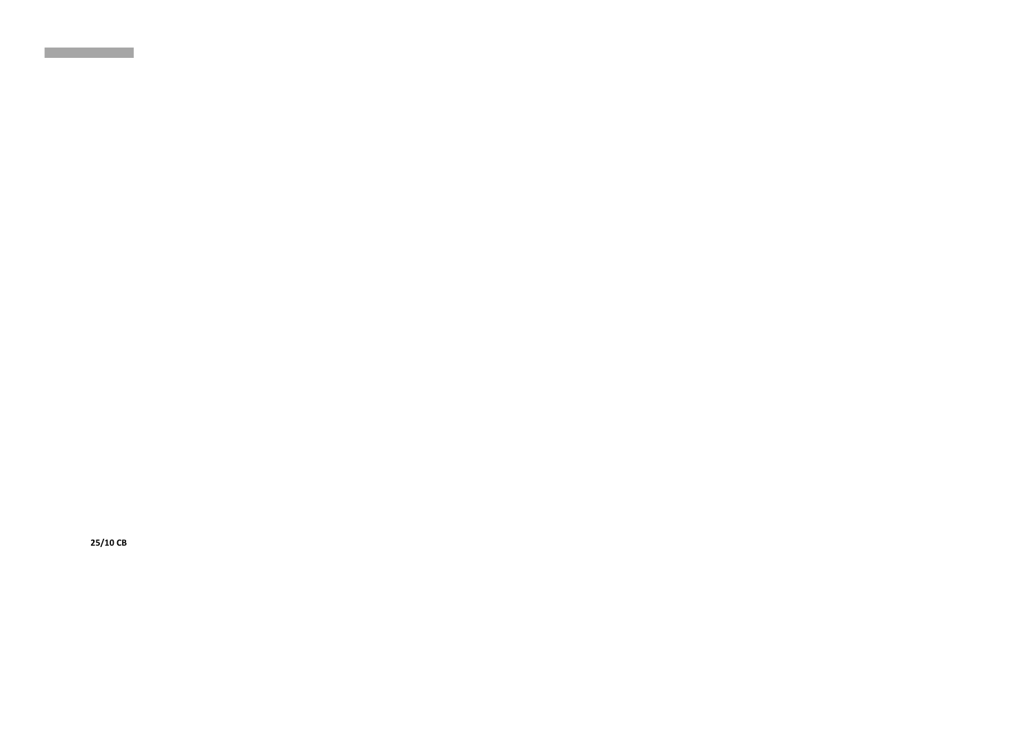**25/10 CB**